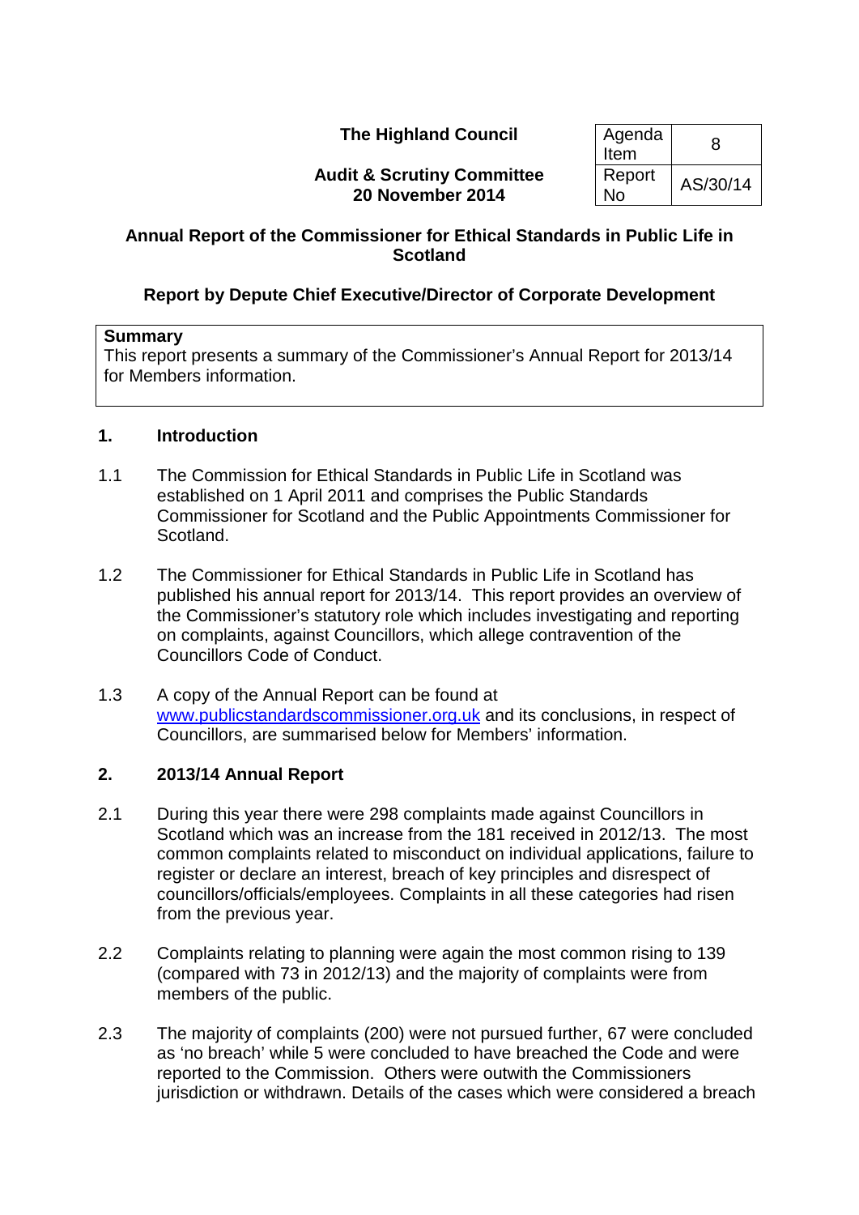**The Highland Council**

**Audit & Scrutiny Committee**
**20 November 2014**

| Agenda Item | 8 |
|---|---|
| Report No | AS/30/14 |

## Annual Report of the Commissioner for Ethical Standards in Public Life in Scotland

### Report by Depute Chief Executive/Director of Corporate Development

**Summary**
This report presents a summary of the Commissioner's Annual Report for 2013/14 for Members information.

## 1. Introduction

1.1 The Commission for Ethical Standards in Public Life in Scotland was established on 1 April 2011 and comprises the Public Standards Commissioner for Scotland and the Public Appointments Commissioner for Scotland.

1.2 The Commissioner for Ethical Standards in Public Life in Scotland has published his annual report for 2013/14. This report provides an overview of the Commissioner's statutory role which includes investigating and reporting on complaints, against Councillors, which allege contravention of the Councillors Code of Conduct.

1.3 A copy of the Annual Report can be found at www.publicstandardscommissioner.org.uk and its conclusions, in respect of Councillors, are summarised below for Members' information.

## 2. 2013/14 Annual Report

2.1 During this year there were 298 complaints made against Councillors in Scotland which was an increase from the 181 received in 2012/13. The most common complaints related to misconduct on individual applications, failure to register or declare an interest, breach of key principles and disrespect of councillors/officials/employees. Complaints in all these categories had risen from the previous year.

2.2 Complaints relating to planning were again the most common rising to 139 (compared with 73 in 2012/13) and the majority of complaints were from members of the public.

2.3 The majority of complaints (200) were not pursued further, 67 were concluded as 'no breach' while 5 were concluded to have breached the Code and were reported to the Commission. Others were outwith the Commissioners jurisdiction or withdrawn. Details of the cases which were considered a breach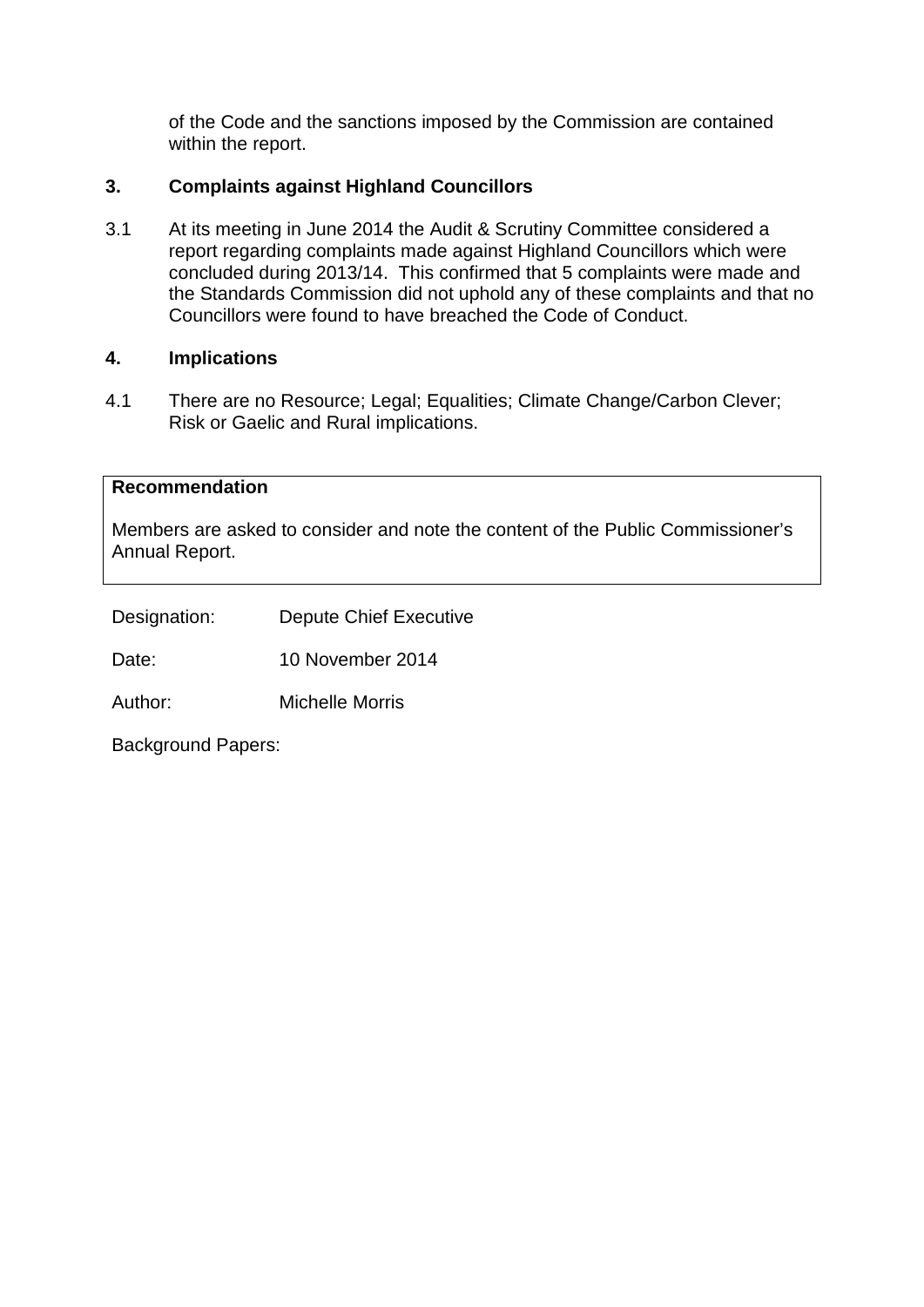of the Code and the sanctions imposed by the Commission are contained within the report.

## 3. Complaints against Highland Councillors

3.1 At its meeting in June 2014 the Audit & Scrutiny Committee considered a report regarding complaints made against Highland Councillors which were concluded during 2013/14. This confirmed that 5 complaints were made and the Standards Commission did not uphold any of these complaints and that no Councillors were found to have breached the Code of Conduct.

## 4. Implications

4.1 There are no Resource; Legal; Equalities; Climate Change/Carbon Clever; Risk or Gaelic and Rural implications.

**Recommendation**

Members are asked to consider and note the content of the Public Commissioner's Annual Report.

Designation: Depute Chief Executive

Date: 10 November 2014

Author: Michelle Morris

Background Papers: